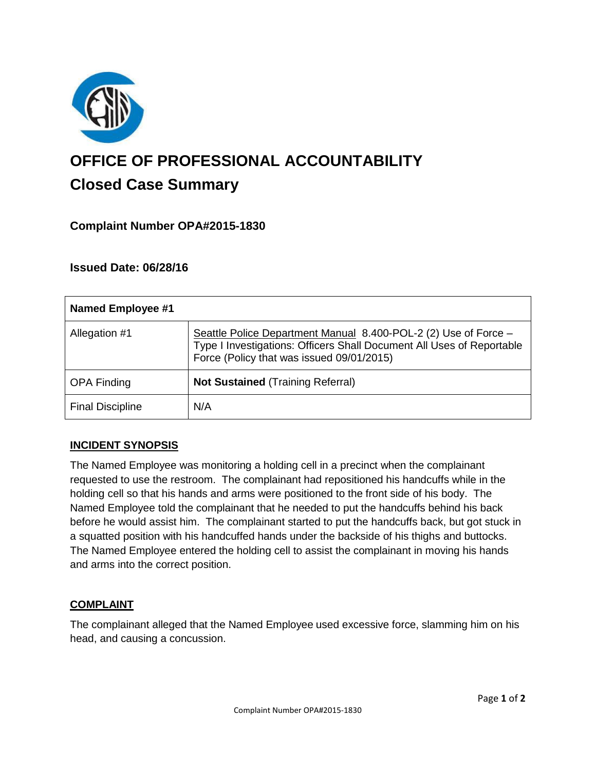# OFFICE OF PROFESSIONAL ACCOUNTABILITY

## Closed Case Summary

### Complaint Number OPA#2015-1830

### Issued Date: 06/28/16

| Named Employee #1 | |
|---|---|
| Allegation #1 | Seattle Police Department Manual 8.400-POL-2 (2) Use of Force – Type I Investigations: Officers Shall Document All Uses of Reportable Force (Policy that was issued 09/01/2015) |
| OPA Finding | **Not Sustained** (Training Referral) |
| Final Discipline | N/A |

**INCIDENT SYNOPSIS**

The Named Employee was monitoring a holding cell in a precinct when the complainant requested to use the restroom. The complainant had repositioned his handcuffs while in the holding cell so that his hands and arms were positioned to the front side of his body. The Named Employee told the complainant that he needed to put the handcuffs behind his back before he would assist him. The complainant started to put the handcuffs back, but got stuck in a squatted position with his handcuffed hands under the backside of his thighs and buttocks. The Named Employee entered the holding cell to assist the complainant in moving his hands and arms into the correct position.

**COMPLAINT**

The complainant alleged that the Named Employee used excessive force, slamming him on his head, and causing a concussion.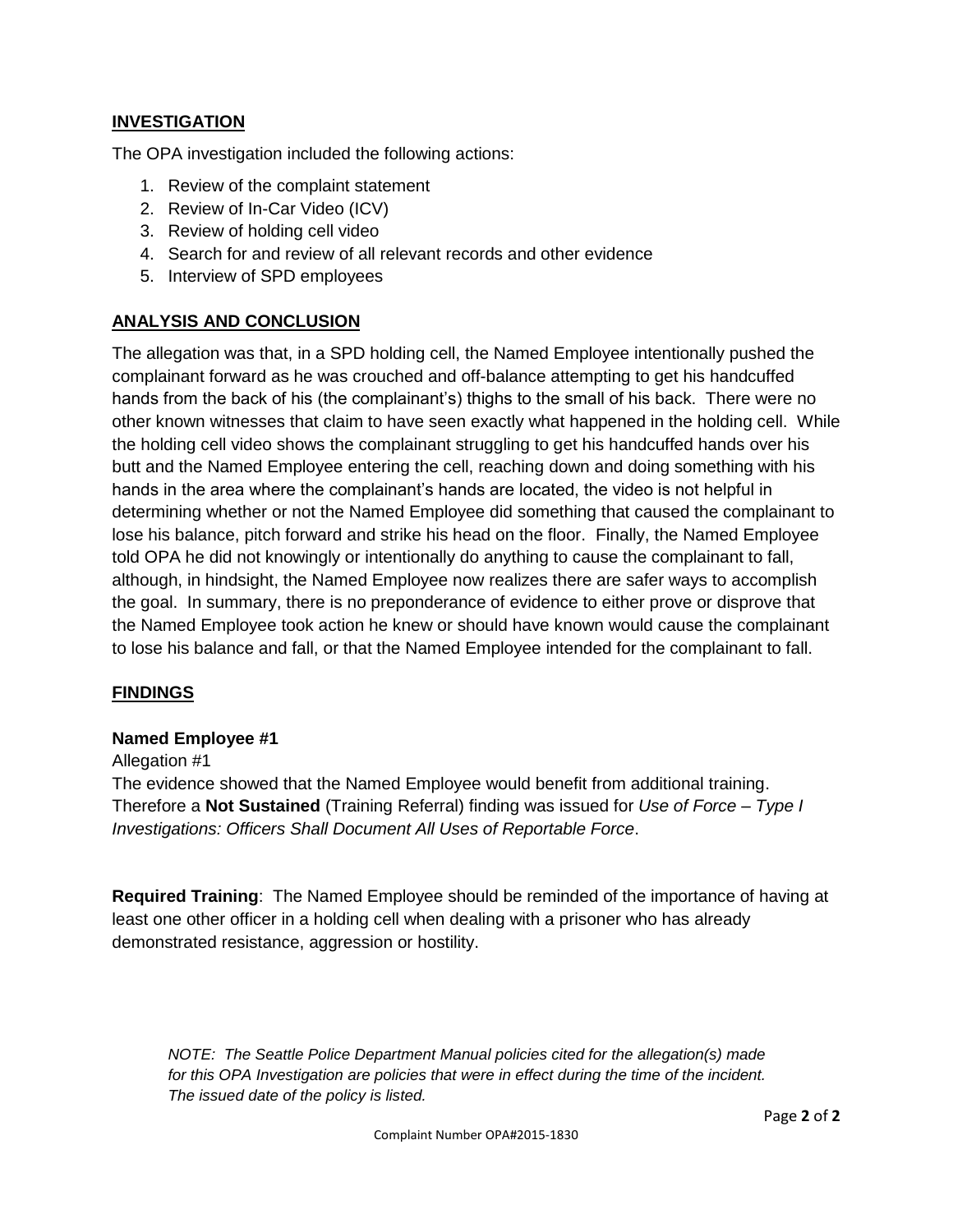## INVESTIGATION

The OPA investigation included the following actions:

1. Review of the complaint statement
2. Review of In-Car Video (ICV)
3. Review of holding cell video
4. Search for and review of all relevant records and other evidence
5. Interview of SPD employees

## ANALYSIS AND CONCLUSION

The allegation was that, in a SPD holding cell, the Named Employee intentionally pushed the complainant forward as he was crouched and off-balance attempting to get his handcuffed hands from the back of his (the complainant's) thighs to the small of his back. There were no other known witnesses that claim to have seen exactly what happened in the holding cell. While the holding cell video shows the complainant struggling to get his handcuffed hands over his butt and the Named Employee entering the cell, reaching down and doing something with his hands in the area where the complainant's hands are located, the video is not helpful in determining whether or not the Named Employee did something that caused the complainant to lose his balance, pitch forward and strike his head on the floor. Finally, the Named Employee told OPA he did not knowingly or intentionally do anything to cause the complainant to fall, although, in hindsight, the Named Employee now realizes there are safer ways to accomplish the goal. In summary, there is no preponderance of evidence to either prove or disprove that the Named Employee took action he knew or should have known would cause the complainant to lose his balance and fall, or that the Named Employee intended for the complainant to fall.

## FINDINGS

### Named Employee #1

Allegation #1

The evidence showed that the Named Employee would benefit from additional training. Therefore a **Not Sustained** (Training Referral) finding was issued for *Use of Force – Type I Investigations: Officers Shall Document All Uses of Reportable Force*.

**Required Training**: The Named Employee should be reminded of the importance of having at least one other officer in a holding cell when dealing with a prisoner who has already demonstrated resistance, aggression or hostility.

*NOTE: The Seattle Police Department Manual policies cited for the allegation(s) made for this OPA Investigation are policies that were in effect during the time of the incident. The issued date of the policy is listed.*

Complaint Number OPA#2015-1830